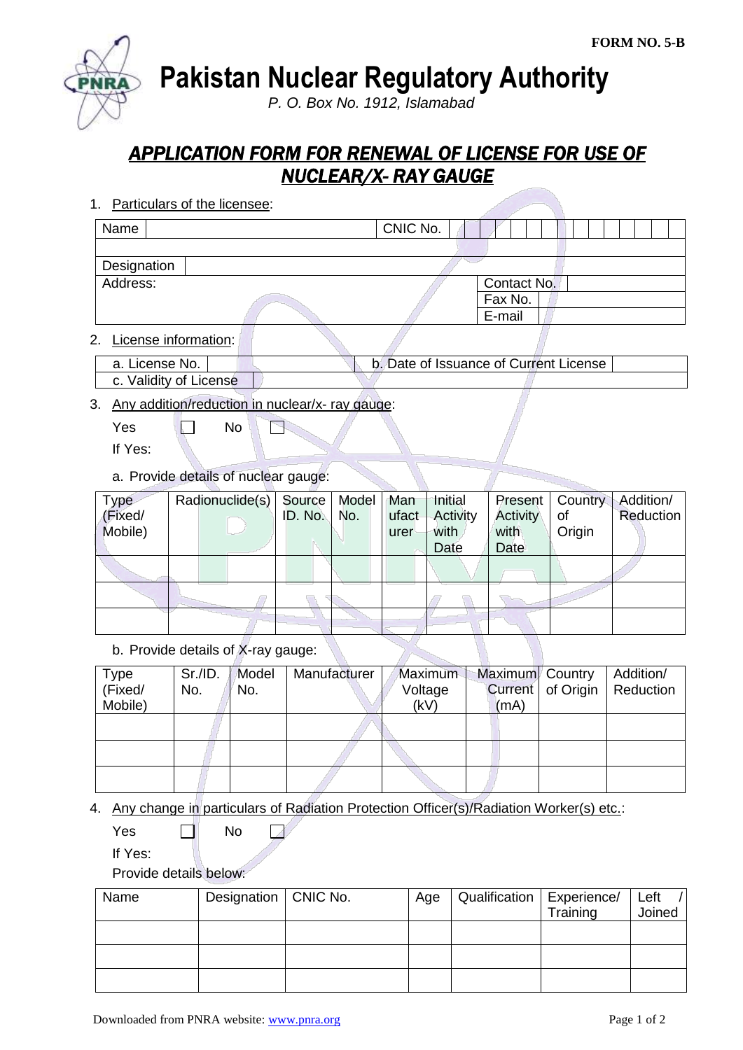FORM NO. 5-B

# Pakistan Nuclear Regulatory Authority

*P. O. Box No. 1912, Islamabad*

## ***APPLICATION FORM FOR RENEWAL OF LICENSE FOR USE OF NUCLEAR/X- RAY GAUGE***

1. Particulars of the licensee:

| Name | | CNIC No. | |
|---|---|---|---|
| | | | |
| Designation | | | |
| Address: | | Contact No. | |
| | | Fax No. | |
| | | E-mail | |

2. License information:

| a. License No. | | b. Date of Issuance of Current License | |
|---|---|---|---|
| c. Validity of License | | | |

3. Any addition/reduction in nuclear/x- ray gauge:

   Yes ☐ No ☐

   If Yes:

   a. Provide details of nuclear gauge:

| Type (Fixed/ Mobile) | Radionuclide(s) | Source ID. No. | Model No. | Manufacturer | Initial Activity with Date | Present Activity with Date | Country of Origin | Addition/ Reduction |
|---|---|---|---|---|---|---|---|---|
| | | | | | | | | |
| | | | | | | | | |
| | | | | | | | | |

   b. Provide details of X-ray gauge:

| Type (Fixed/ Mobile) | Sr./ID. No. | Model No. | Manufacturer | Maximum Voltage (kV) | Maximum Current (mA) | Country of Origin | Addition/ Reduction |
|---|---|---|---|---|---|---|---|
| | | | | | | | |
| | | | | | | | |
| | | | | | | | |

4. Any change in particulars of Radiation Protection Officer(s)/Radiation Worker(s) etc.:

   Yes ☐ No ☐

   If Yes:

   Provide details below:

| Name | Designation | CNIC No. | Age | Qualification | Experience/ Training | Left / Joined |
|---|---|---|---|---|---|---|
| | | | | | | |
| | | | | | | |
| | | | | | | |

Downloaded from PNRA website: [www.pnra.org](http://www.pnra.org)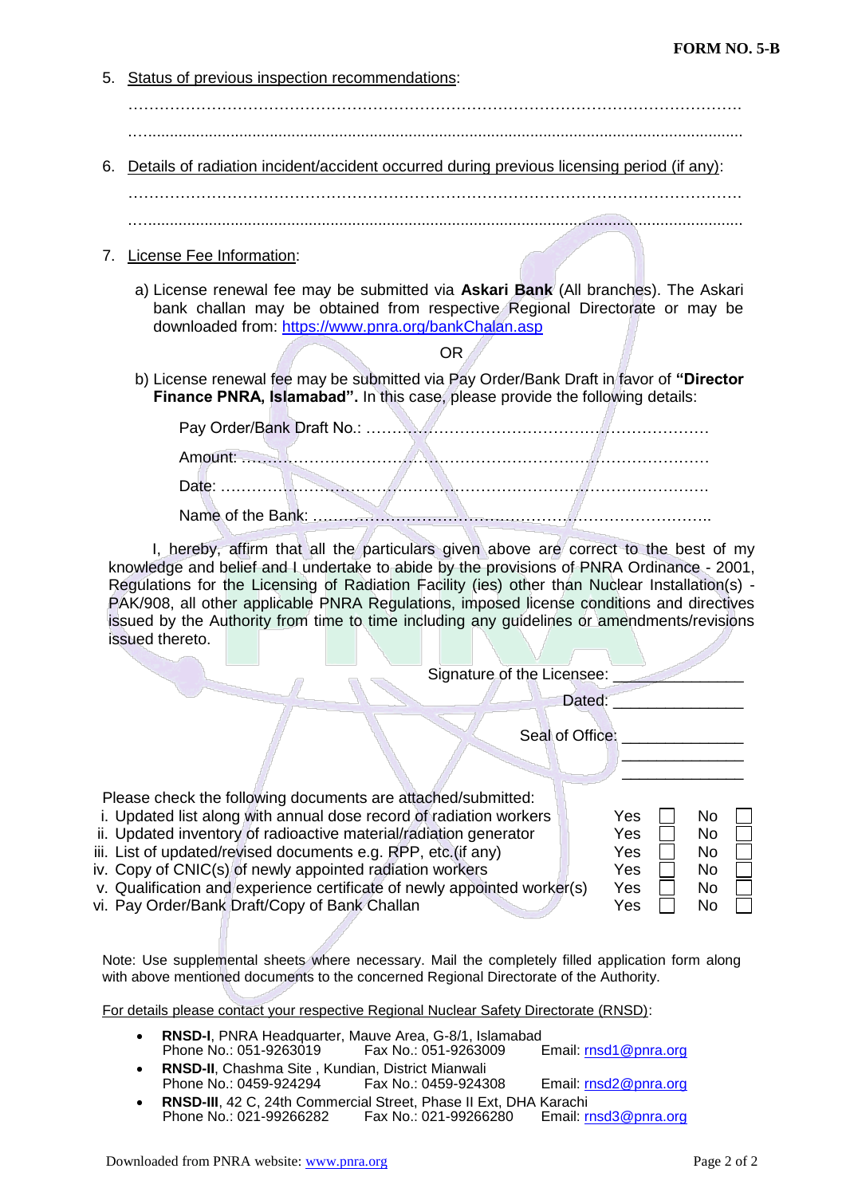5. Status of previous inspection recommendations:

…………………………………………………………………………………………………………….

……………………………………………………………………………………………………………….

6. Details of radiation incident/accident occurred during previous licensing period (if any):

…………………………………………………………………………………………………………….

……………………………………………………………………………………………………………….

7. License Fee Information:

   a) License renewal fee may be submitted via **Askari Bank** (All branches). The Askari bank challan may be obtained from respective Regional Directorate or may be downloaded from: https://www.pnra.org/bankChalan.asp

   OR

   b) License renewal fee may be submitted via Pay Order/Bank Draft in favor of **"Director Finance PNRA, Islamabad".** In this case, please provide the following details:

   Pay Order/Bank Draft No.: ……………………………………………………………

   Amount: ……………………………………………………………………………………

   Date: …………………………………………………………………………………………

   Name of the Bank: …………………………………………………………………………..

I, hereby, affirm that all the particulars given above are correct to the best of my knowledge and belief and I undertake to abide by the provisions of PNRA Ordinance - 2001, Regulations for the Licensing of Radiation Facility (ies) other than Nuclear Installation(s) - PAK/908, all other applicable PNRA Regulations, imposed license conditions and directives issued by the Authority from time to time including any guidelines or amendments/revisions issued thereto.

Signature of the Licensee: _______________

Dated: _______________

Seal of Office: _______________
_______________
_______________

Please check the following documents are attached/submitted:

| | | |
|---|---|---|
| i. Updated list along with annual dose record of radiation workers | Yes ☐ | No ☐ |
| ii. Updated inventory of radioactive material/radiation generator | Yes ☐ | No ☐ |
| iii. List of updated/revised documents e.g. RPP, etc.(if any) | Yes ☐ | No ☐ |
| iv. Copy of CNIC(s) of newly appointed radiation workers | Yes ☐ | No ☐ |
| v. Qualification and experience certificate of newly appointed worker(s) | Yes ☐ | No ☐ |
| vi. Pay Order/Bank Draft/Copy of Bank Challan | Yes ☐ | No ☐ |

Note: Use supplemental sheets where necessary. Mail the completely filled application form along with above mentioned documents to the concerned Regional Directorate of the Authority.

For details please contact your respective Regional Nuclear Safety Directorate (RNSD):

- **RNSD-I**, PNRA Headquarter, Mauve Area, G-8/1, Islamabad
  Phone No.: 051-9263019 Fax No.: 051-9263009 Email: rnsd1@pnra.org
- **RNSD-II**, Chashma Site , Kundian, District Mianwali
  Phone No.: 0459-924294 Fax No.: 0459-924308 Email: rnsd2@pnra.org
- **RNSD-III**, 42 C, 24th Commercial Street, Phase II Ext, DHA Karachi
  Phone No.: 021-99266282 Fax No.: 021-99266280 Email: rnsd3@pnra.org